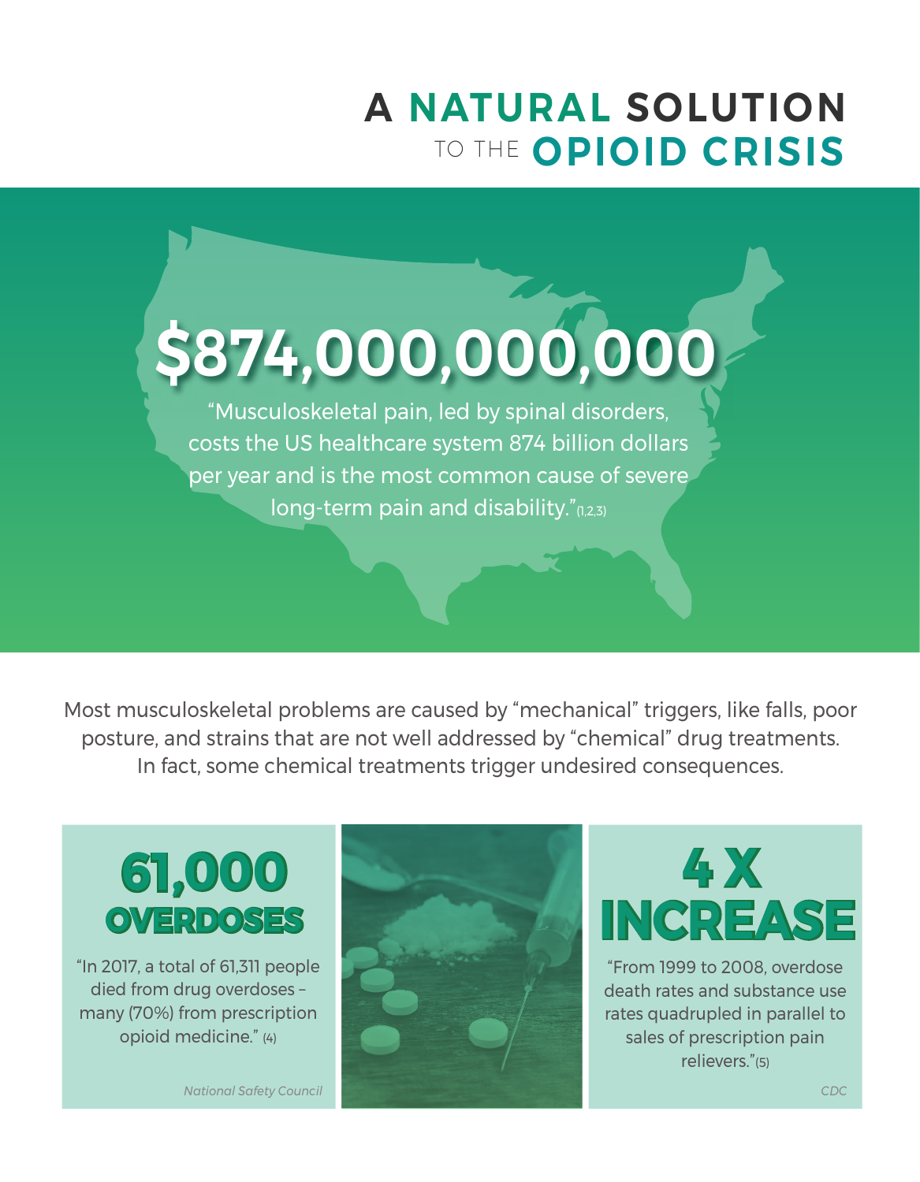# A NATURAL SOLUTION TO THE OPIOID CRISIS

## $874,000,000,000

"Musculoskeletal pain, led by spinal disorders, costs the US healthcare system 874 billion dollars per year and is the most common cause of severe long-term pain and disability."(1,2,3)

Most musculoskeletal problems are caused by "mechanical" triggers, like falls, poor posture, and strains that are not well addressed by "chemical" drug treatments. In fact, some chemical treatments trigger undesired consequences.

### 61,000 OVERDOSES

"In 2017, a total of 61,311 people died from drug overdoses – many (70%) from prescription opioid medicine." (4)

*National Safety Council*

### 4 X INCREASE

"From 1999 to 2008, overdose death rates and substance use rates quadrupled in parallel to sales of prescription pain relievers."(5)

*CDC*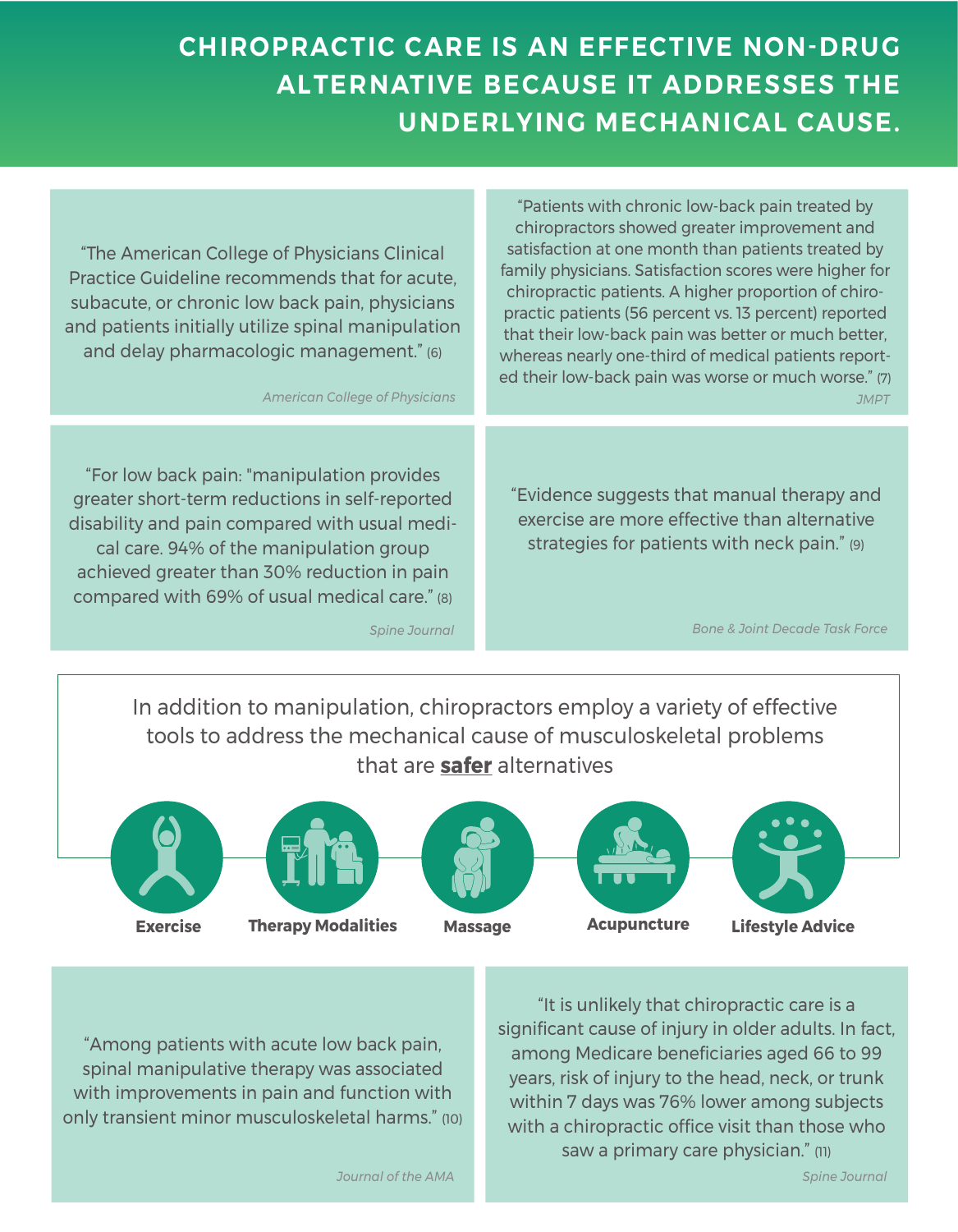# CHIROPRACTIC CARE IS AN EFFECTIVE NON-DRUG ALTERNATIVE BECAUSE IT ADDRESSES THE UNDERLYING MECHANICAL CAUSE.

"The American College of Physicians Clinical Practice Guideline recommends that for acute, subacute, or chronic low back pain, physicians and patients initially utilize spinal manipulation and delay pharmacologic management." (6)

*American College of Physicians*

"Patients with chronic low-back pain treated by chiropractors showed greater improvement and satisfaction at one month than patients treated by family physicians. Satisfaction scores were higher for chiropractic patients. A higher proportion of chiropractic patients (56 percent vs. 13 percent) reported that their low-back pain was better or much better, whereas nearly one-third of medical patients reported their low-back pain was worse or much worse." (7)

*JMPT*

"For low back pain: "manipulation provides greater short-term reductions in self-reported disability and pain compared with usual medical care. 94% of the manipulation group achieved greater than 30% reduction in pain compared with 69% of usual medical care." (8)

*Spine Journal*

"Evidence suggests that manual therapy and exercise are more effective than alternative strategies for patients with neck pain." (9)

*Bone & Joint Decade Task Force*

In addition to manipulation, chiropractors employ a variety of effective tools to address the mechanical cause of musculoskeletal problems that are **safer** alternatives

- **Exercise**
- **Therapy Modalities**
- **Massage**
- **Acupuncture**
- **Lifestyle Advice**

"Among patients with acute low back pain, spinal manipulative therapy was associated with improvements in pain and function with only transient minor musculoskeletal harms." (10)

*Journal of the AMA*

"It is unlikely that chiropractic care is a significant cause of injury in older adults. In fact, among Medicare beneficiaries aged 66 to 99 years, risk of injury to the head, neck, or trunk within 7 days was 76% lower among subjects with a chiropractic office visit than those who saw a primary care physician." (11)

*Spine Journal*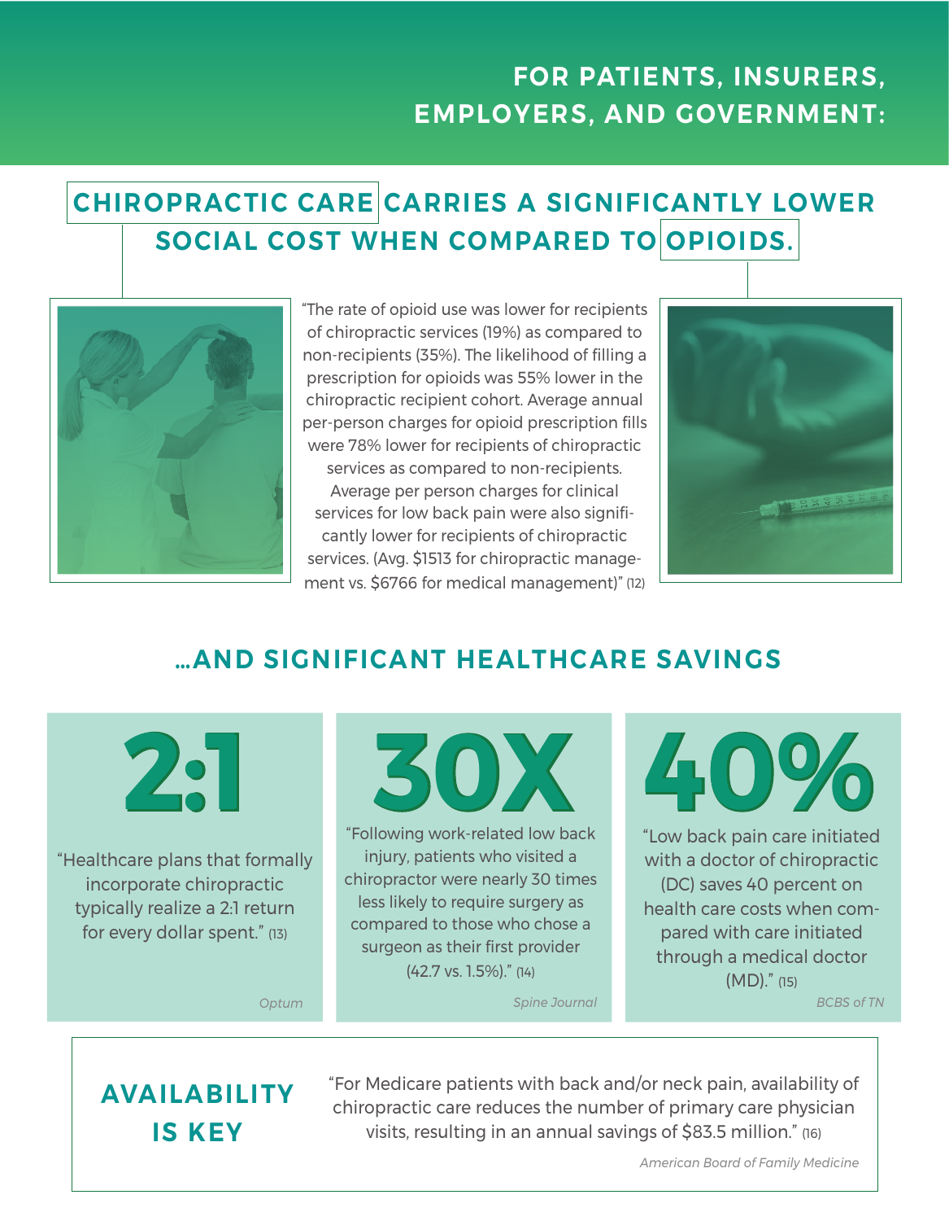## FOR PATIENTS, INSURERS, EMPLOYERS, AND GOVERNMENT:

# CHIROPRACTIC CARE CARRIES A SIGNIFICANTLY LOWER SOCIAL COST WHEN COMPARED TO OPIOIDS.

"The rate of opioid use was lower for recipients of chiropractic services (19%) as compared to non-recipients (35%). The likelihood of filling a prescription for opioids was 55% lower in the chiropractic recipient cohort. Average annual per-person charges for opioid prescription fills were 78% lower for recipients of chiropractic services as compared to non-recipients. Average per person charges for clinical services for low back pain were also significantly lower for recipients of chiropractic services. (Avg. $1513 for chiropractic management vs. $6766 for medical management)" (12)

## ...AND SIGNIFICANT HEALTHCARE SAVINGS

### 2:1

"Healthcare plans that formally incorporate chiropractic typically realize a 2:1 return for every dollar spent." (13)

*Optum*

### 30X

"Following work-related low back injury, patients who visited a chiropractor were nearly 30 times less likely to require surgery as compared to those who chose a surgeon as their first provider (42.7 vs. 1.5%)." (14)

*Spine Journal*

### 40%

"Low back pain care initiated with a doctor of chiropractic (DC) saves 40 percent on health care costs when compared with care initiated through a medical doctor (MD)." (15)

*BCBS of TN*

## AVAILABILITY IS KEY

"For Medicare patients with back and/or neck pain, availability of chiropractic care reduces the number of primary care physician visits, resulting in an annual savings of $83.5 million." (16)

*American Board of Family Medicine*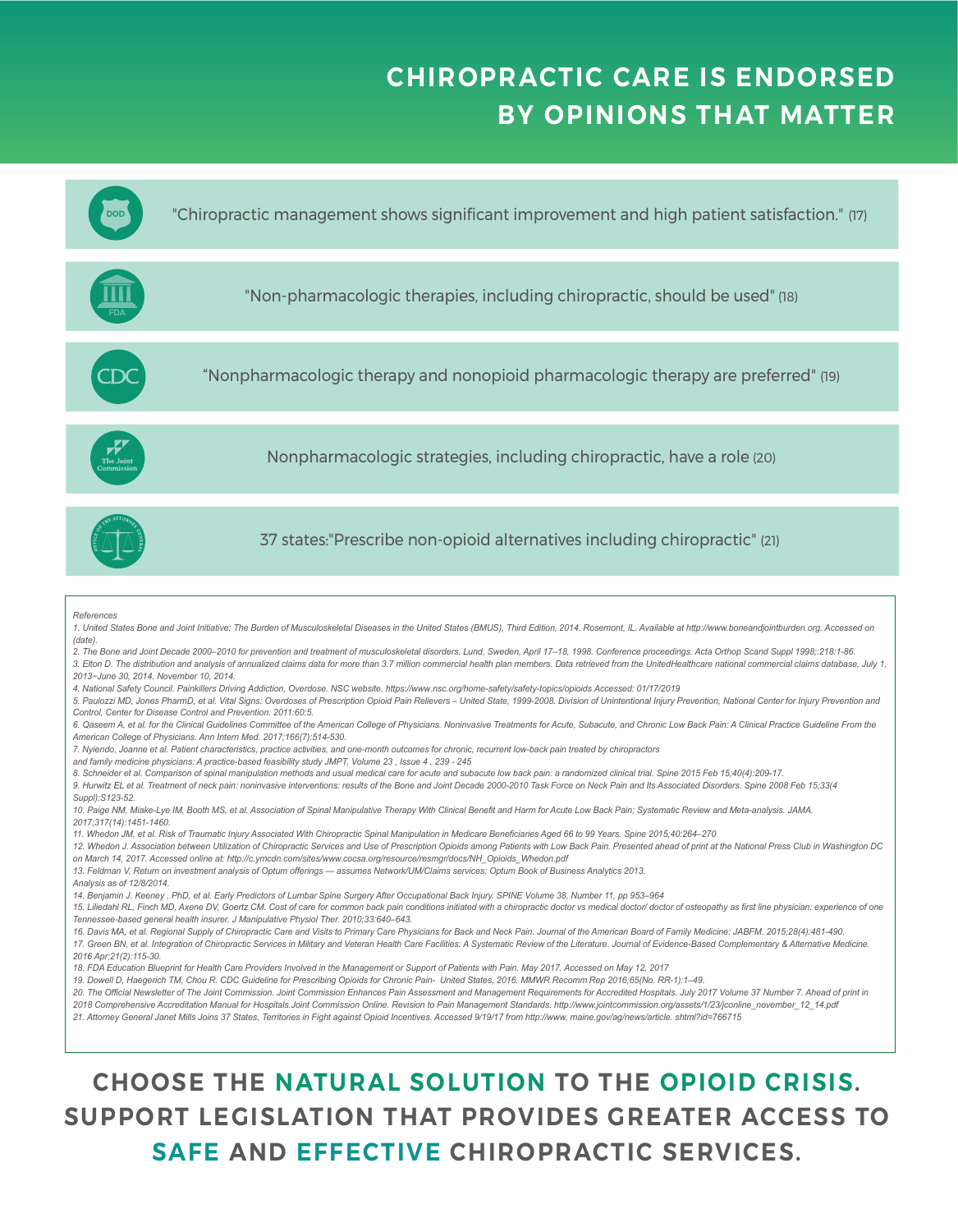# CHIROPRACTIC CARE IS ENDORSED BY OPINIONS THAT MATTER

DOD

"Chiropractic management shows significant improvement and high patient satisfaction." (17)

FDA

"Non-pharmacologic therapies, including chiropractic, should be used" (18)

CDC

"Nonpharmacologic therapy and nonopioid pharmacologic therapy are preferred" (19)

The Joint Commission

Nonpharmacologic strategies, including chiropractic, have a role (20)

Office of the Attorney General

37 states:"Prescribe non-opioid alternatives including chiropractic" (21)

*References*

*1. United States Bone and Joint Initiative: The Burden of Musculoskeletal Diseases in the United States (BMUS), Third Edition, 2014. Rosemont, IL. Available at http://www.boneandjointburden.org. Accessed on (date).*

*2. The Bone and Joint Decade 2000–2010 for prevention and treatment of musculoskeletal disorders. Lund, Sweden, April 17–18, 1998. Conference proceedings. Acta Orthop Scand Suppl 1998;:218:1-86.*

*3. Elton D. The distribution and analysis of annualized claims data for more than 3.7 million commercial health plan members. Data retrieved from the UnitedHealthcare national commercial claims database, July 1, 2013–June 30, 2014. November 10, 2014.*

*4. National Safety Council. Painkillers Driving Addiction, Overdose. NSC website. https://www.nsc.org/home-safety/safety-topics/opioids Accessed: 01/17/2019*

*5. Paulozzi MD, Jones PharmD, et al. Vital Signs: Overdoses of Prescription Opioid Pain Relievers – United State, 1999-2008. Division of Unintentional Injury Prevention, National Center for Injury Prevention and Control, Center for Disease Control and Prevention. 2011:60:5.*

*6. Qaseem A, et al. for the Clinical Guidelines Committee of the American College of Physicians. Noninvasive Treatments for Acute, Subacute, and Chronic Low Back Pain: A Clinical Practice Guideline From the American College of Physicians. Ann Intern Med. 2017;166(7):514-530.*

*7. Nyiendo, Joanne et al. Patient characteristics, practice activities, and one-month outcomes for chronic, recurrent low-back pain treated by chiropractors and family medicine physicians: A practice-based feasibility study JMPT, Volume 23 , Issue 4 , 239 - 245*

*8. Schneider et al. Comparison of spinal manipulation methods and usual medical care for acute and subacute low back pain: a randomized clinical trial. Spine 2015 Feb 15;40(4):209-17.*

*9. Hurwitz EL et al. Treatment of neck pain: noninvasive interventions: results of the Bone and Joint Decade 2000-2010 Task Force on Neck Pain and Its Associated Disorders. Spine 2008 Feb 15;33(4 Suppl):S123-52.*

*10. Paige NM, Miake-Lye IM, Booth MS, et al. Association of Spinal Manipulative Therapy With Clinical Benefit and Harm for Acute Low Back Pain; Systematic Review and Meta-analysis. JAMA. 2017;317(14):1451-1460.*

*11. Whedon JM, et al. Risk of Traumatic Injury Associated With Chiropractic Spinal Manipulation in Medicare Beneficiaries Aged 66 to 99 Years. Spine 2015;40:264–270*

*12. Whedon J. Association between Utilization of Chiropractic Services and Use of Prescription Opioids among Patients with Low Back Pain. Presented ahead of print at the National Press Club in Washington DC on March 14, 2017. Accessed online at: http://c.ymcdn.com/sites/www.cocsa.org/resource/resmgr/docs/NH_Opioids_Whedon.pdf*

*13. Feldman V, Return on investment analysis of Optum offerings — assumes Network/UM/Claims services; Optum Book of Business Analytics 2013. Analysis as of 12/8/2014.*

*14. Benjamin J. Keeney , PhD, et al. Early Predictors of Lumbar Spine Surgery After Occupational Back Injury. SPINE Volume 38, Number 11, pp 953–964*

*15. Liliedahl RL, Finch MD, Axene DV, Goertz CM. Cost of care for common back pain conditions initiated with a chiropractic doctor vs medical doctor/ doctor of osteopathy as first line physician: experience of one Tennessee-based general health insurer. J Manipulative Physiol Ther. 2010;33:640–643.*

*16. Davis MA, et al. Regional Supply of Chiropractic Care and Visits to Primary Care Physicians for Back and Neck Pain. Journal of the American Board of Family Medicine: JABFM. 2015;28(4):481-490.*

*17. Green BN, et al. Integration of Chiropractic Services in Military and Veteran Health Care Facilities: A Systematic Review of the Literature. Journal of Evidence-Based Complementary & Alternative Medicine. 2016 Apr;21(2):115-30.*

*18. FDA Education Blueprint for Health Care Providers Involved in the Management or Support of Patients with Pain. May 2017. Accessed on May 12, 2017*

*19. Dowell D, Haegerich TM, Chou R. CDC Guideline for Prescribing Opioids for Chronic Pain- United States, 2016. MMWR Recomm Rep 2016;65(No. RR-1):1–49.*

*20. The Official Newsletter of The Joint Commission. Joint Commission Enhances Pain Assessment and Management Requirements for Accredited Hospitals. July 2017 Volume 37 Number 7. Ahead of print in 2018 Comprehensive Accreditation Manual for Hospitals.Joint Commission Online. Revision to Pain Management Standards. http://www.jointcommission.org/assets/1/23/jconline_november_12_14.pdf*

*21. Attorney General Janet Mills Joins 37 States, Territories in Fight against Opioid Incentives. Accessed 9/19/17 from http://www. maine.gov/ag/news/article. shtml?id=766715*

**CHOOSE THE NATURAL SOLUTION TO THE OPIOID CRISIS. SUPPORT LEGISLATION THAT PROVIDES GREATER ACCESS TO SAFE AND EFFECTIVE CHIROPRACTIC SERVICES.**